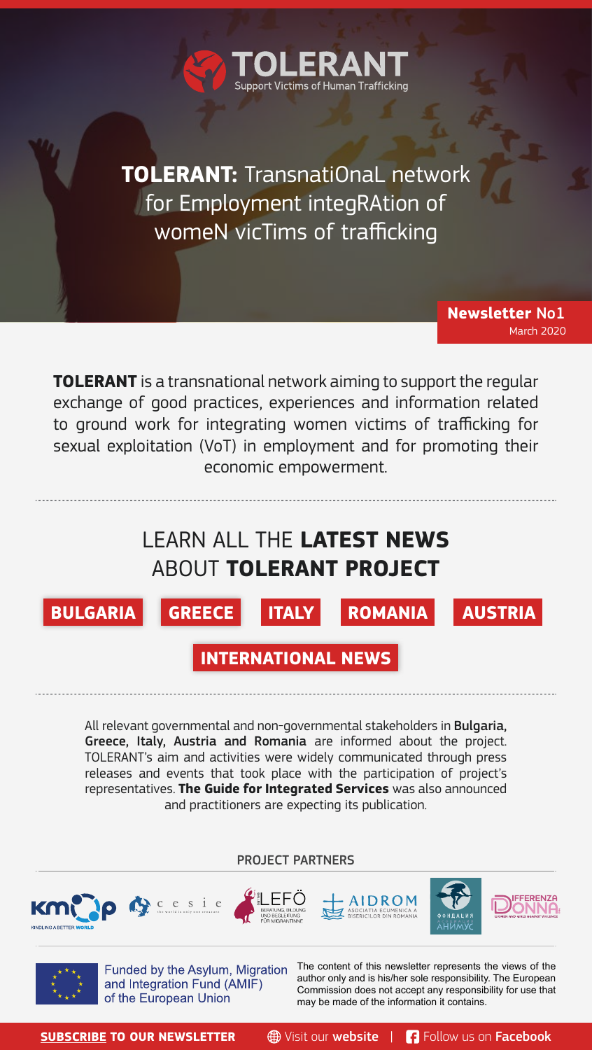# TOLERANT

Support Victims of Human Trafficking

## **TOLERANT:** TransnatiOnaL network for Employment integRAtion of womeN vicTims of trafficking

**Newsletter No1**
March 2020

**TOLERANT** is a transnational network aiming to support the regular exchange of good practices, experiences and information related to ground work for integrating women victims of trafficking for sexual exploitation (VoT) in employment and for promoting their economic empowerment.

## LEARN ALL THE **LATEST NEWS** ABOUT **TOLERANT PROJECT**

**BULGARIA** | **GREECE** | **ITALY** | **ROMANIA** | **AUSTRIA**

**INTERNATIONAL NEWS**

All relevant governmental and non-governmental stakeholders in **Bulgaria, Greece, Italy, Austria and Romania** are informed about the project. TOLERANT's aim and activities were widely communicated through press releases and events that took place with the participation of project's representatives. **The Guide for Integrated Services** was also announced and practitioners are expecting its publication.

PROJECT PARTNERS

KMOP – KINDLING A BETTER WORLD; cesie – the world is only one creature; LEFÖ – BERATUNG BILDUNG UND BEGLEITUNG FÜR MIGRANTINNEN; AIDROM – ASOCIATIA ECUMENICA A BISERICILOR DIN ROMANIA; ФОНДАЦИЯ АНИМУС; DIFFERENZA DONNA – WOMEN AND GIRLS AGAINST VIOLENCE

Funded by the Asylum, Migration and Integration Fund (AMIF) of the European Union

The content of this newsletter represents the views of the author only and is his/her sole responsibility. The European Commission does not accept any responsibility for use that may be made of the information it contains.

**SUBSCRIBE TO OUR NEWSLETTER** | Visit our **website** | Follow us on **Facebook**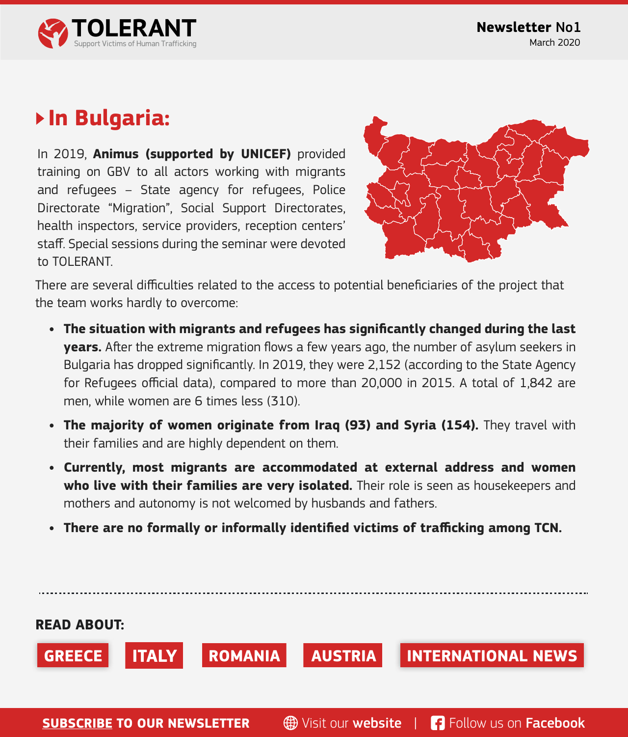# In Bulgaria:

In 2019, **Animus (supported by UNICEF)** provided training on GBV to all actors working with migrants and refugees – State agency for refugees, Police Directorate "Migration", Social Support Directorates, health inspectors, service providers, reception centers' staff. Special sessions during the seminar were devoted to TOLERANT.

There are several difficulties related to the access to potential beneficiaries of the project that the team works hardly to overcome:

- **The situation with migrants and refugees has significantly changed during the last years.** After the extreme migration flows a few years ago, the number of asylum seekers in Bulgaria has dropped significantly. In 2019, they were 2,152 (according to the State Agency for Refugees official data), compared to more than 20,000 in 2015. A total of 1,842 are men, while women are 6 times less (310).
- **The majority of women originate from Iraq (93) and Syria (154).** They travel with their families and are highly dependent on them.
- **Currently, most migrants are accommodated at external address and women who live with their families are very isolated.** Their role is seen as housekeepers and mothers and autonomy is not welcomed by husbands and fathers.
- **There are no formally or informally identified victims of trafficking among TCN.**

**READ ABOUT:**

GREECE | ITALY | ROMANIA | AUSTRIA | INTERNATIONAL NEWS

**SUBSCRIBE TO OUR NEWSLETTER** | Visit our **website** | Follow us on **Facebook**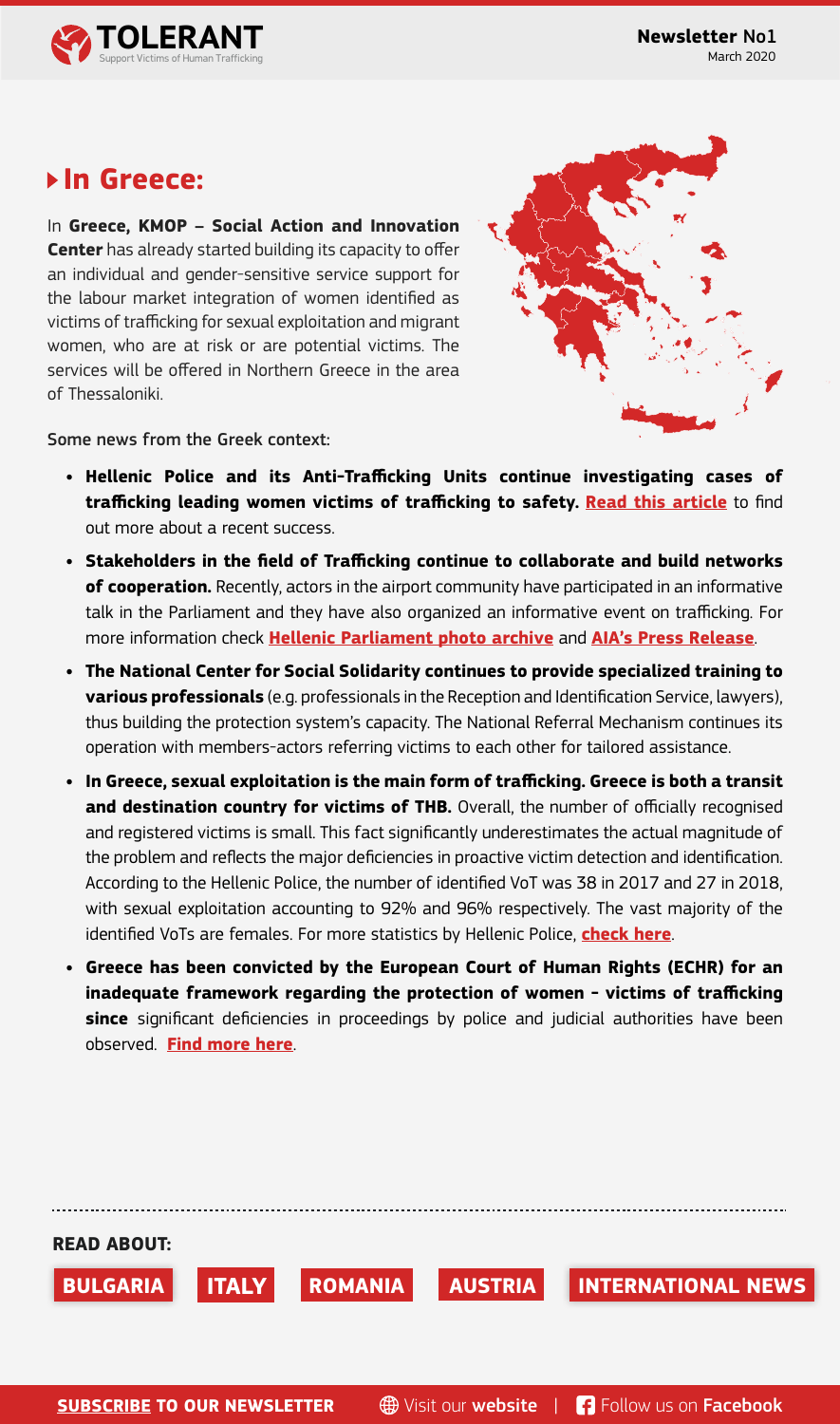## In Greece:

In **Greece, KMOP – Social Action and Innovation Center** has already started building its capacity to offer an individual and gender-sensitive service support for the labour market integration of women identified as victims of trafficking for sexual exploitation and migrant women, who are at risk or are potential victims. The services will be offered in Northern Greece in the area of Thessaloniki.

Some news from the Greek context:

- **Hellenic Police and its Anti-Trafficking Units continue investigating cases of trafficking leading women victims of trafficking to safety.** **Read this article** to find out more about a recent success.
- **Stakeholders in the field of Trafficking continue to collaborate and build networks of cooperation.** Recently, actors in the airport community have participated in an informative talk in the Parliament and they have also organized an informative event on trafficking. For more information check **Hellenic Parliament photo archive** and **AIA's Press Release**.
- **The National Center for Social Solidarity continues to provide specialized training to various professionals** (e.g. professionals in the Reception and Identification Service, lawyers), thus building the protection system's capacity. The National Referral Mechanism continues its operation with members-actors referring victims to each other for tailored assistance.
- **In Greece, sexual exploitation is the main form of trafficking. Greece is both a transit and destination country for victims of THB.** Overall, the number of officially recognised and registered victims is small. This fact significantly underestimates the actual magnitude of the problem and reflects the major deficiencies in proactive victim detection and identification. According to the Hellenic Police, the number of identified VoT was 38 in 2017 and 27 in 2018, with sexual exploitation accounting to 92% and 96% respectively. The vast majority of the identified VoTs are females. For more statistics by Hellenic Police, **check here**.
- **Greece has been convicted by the European Court of Human Rights (ECHR) for an inadequate framework regarding the protection of women - victims of trafficking since** significant deficiencies in proceedings by police and judicial authorities have been observed. **Find more here**.

**READ ABOUT:**

**BULGARIA** **ITALY** **ROMANIA** **AUSTRIA** **INTERNATIONAL NEWS**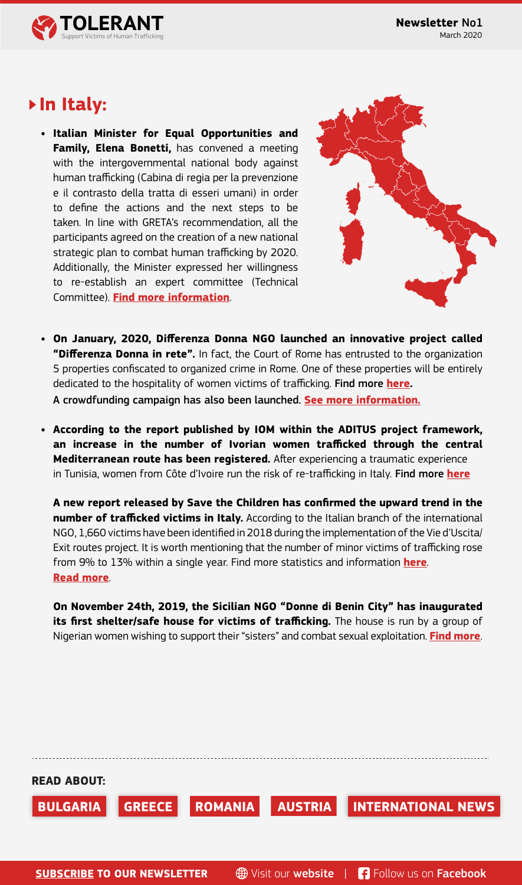## In Italy:

- **Italian Minister for Equal Opportunities and Family, Elena Bonetti,** has convened a meeting with the intergovernmental national body against human trafficking (Cabina di regia per la prevenzione e il contrasto della tratta di esseri umani) in order to define the actions and the next steps to be taken. In line with GRETA's recommendation, all the participants agreed on the creation of a new national strategic plan to combat human trafficking by 2020. Additionally, the Minister expressed her willingness to re-establish an expert committee (Technical Committee). **Find more information**.

- **On January, 2020, Differenza Donna NGO launched an innovative project called "Differenza Donna in rete".** In fact, the Court of Rome has entrusted to the organization 5 properties confiscated to organized crime in Rome. One of these properties will be entirely dedicated to the hospitality of women victims of trafficking. Find more **here.**
  A crowdfunding campaign has also been launched. **See more information.**

- **According to the report published by IOM within the ADITUS project framework, an increase in the number of Ivorian women trafficked through the central Mediterranean route has been registered.** After experiencing a traumatic experience in Tunisia, women from Côte d'Ivoire run the risk of re-trafficking in Italy. Find more **here**

  **A new report released by Save the Children has confirmed the upward trend in the number of trafficked victims in Italy.** According to the Italian branch of the international NGO, 1,660 victims have been identified in 2018 during the implementation of the Vie d'Uscita/Exit routes project. It is worth mentioning that the number of minor victims of trafficking rose from 9% to 13% within a single year. Find more statistics and information **here**.
  **Read more**.

  **On November 24th, 2019, the Sicilian NGO "Donne di Benin City" has inaugurated its first shelter/safe house for victims of trafficking.** The house is run by a group of Nigerian women wishing to support their "sisters" and combat sexual exploitation. **Find more**.

**READ ABOUT:**

**BULGARIA** | **GREECE** | **ROMANIA** | **AUSTRIA** | **INTERNATIONAL NEWS**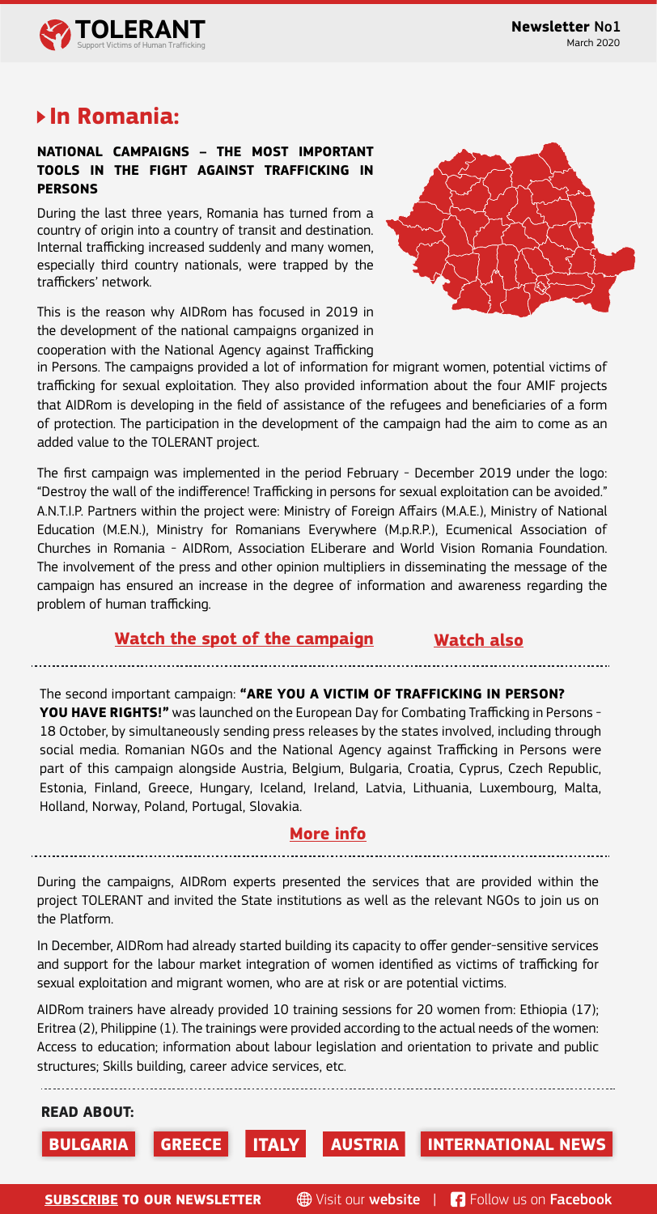# In Romania:

## NATIONAL CAMPAIGNS – THE MOST IMPORTANT TOOLS IN THE FIGHT AGAINST TRAFFICKING IN PERSONS

During the last three years, Romania has turned from a country of origin into a country of transit and destination. Internal trafficking increased suddenly and many women, especially third country nationals, were trapped by the traffickers' network.

This is the reason why AIDRom has focused in 2019 in the development of the national campaigns organized in cooperation with the National Agency against Trafficking in Persons. The campaigns provided a lot of information for migrant women, potential victims of trafficking for sexual exploitation. They also provided information about the four AMIF projects that AIDRom is developing in the field of assistance of the refugees and beneficiaries of a form of protection. The participation in the development of the campaign had the aim to come as an added value to the TOLERANT project.

The first campaign was implemented in the period February - December 2019 under the logo: "Destroy the wall of the indifference! Trafficking in persons for sexual exploitation can be avoided." A.N.T.I.P. Partners within the project were: Ministry of Foreign Affairs (M.A.E.), Ministry of National Education (M.E.N.), Ministry for Romanians Everywhere (M.p.R.P.), Ecumenical Association of Churches in Romania - AIDRom, Association ELiberare and World Vision Romania Foundation. The involvement of the press and other opinion multipliers in disseminating the message of the campaign has ensured an increase in the degree of information and awareness regarding the problem of human trafficking.

**Watch the spot of the campaign** **Watch also**

---

The second important campaign: **"ARE YOU A VICTIM OF TRAFFICKING IN PERSON? YOU HAVE RIGHTS!"** was launched on the European Day for Combating Trafficking in Persons - 18 October, by simultaneously sending press releases by the states involved, including through social media. Romanian NGOs and the National Agency against Trafficking in Persons were part of this campaign alongside Austria, Belgium, Bulgaria, Croatia, Cyprus, Czech Republic, Estonia, Finland, Greece, Hungary, Iceland, Ireland, Latvia, Lithuania, Luxembourg, Malta, Holland, Norway, Poland, Portugal, Slovakia.

**More info**

---

During the campaigns, AIDRom experts presented the services that are provided within the project TOLERANT and invited the State institutions as well as the relevant NGOs to join us on the Platform.

In December, AIDRom had already started building its capacity to offer gender-sensitive services and support for the labour market integration of women identified as victims of trafficking for sexual exploitation and migrant women, who are at risk or are potential victims.

AIDRom trainers have already provided 10 training sessions for 20 women from: Ethiopia (17); Eritrea (2), Philippine (1). The trainings were provided according to the actual needs of the women: Access to education; information about labour legislation and orientation to private and public structures; Skills building, career advice services, etc.

---

**READ ABOUT:**

**BULGARIA** **GREECE** **ITALY** **AUSTRIA** **INTERNATIONAL NEWS**

**SUBSCRIBE TO OUR NEWSLETTER** Visit our **website** | Follow us on **Facebook**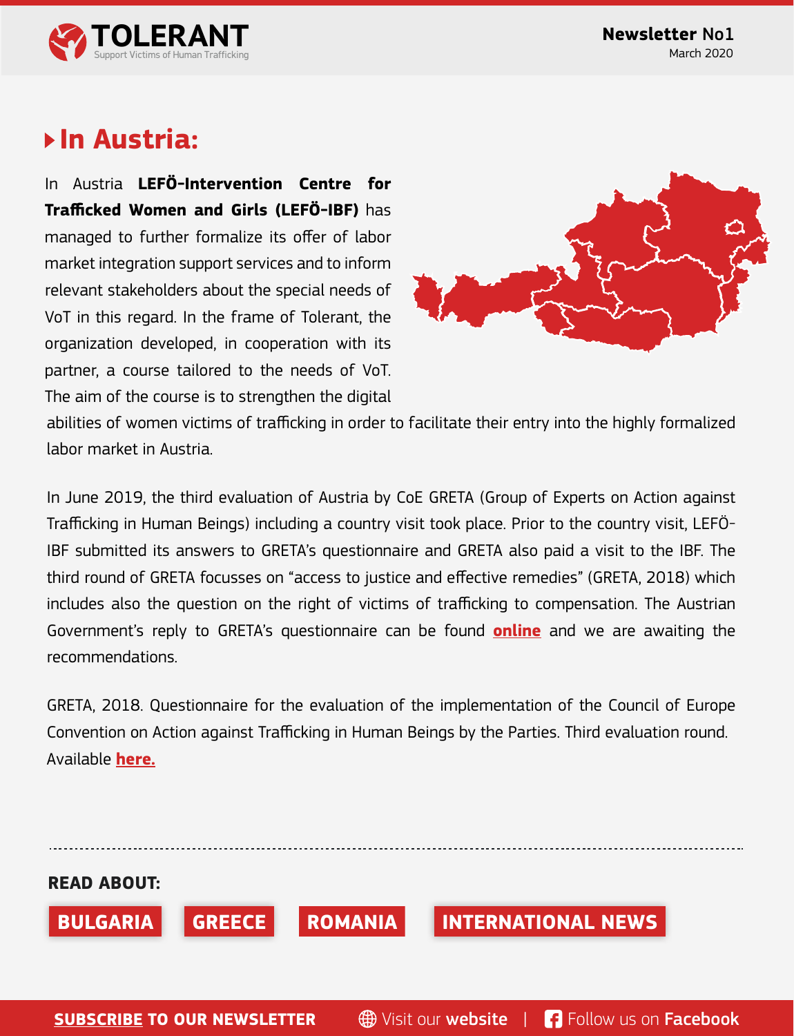## In Austria:

In Austria **LEFÖ-Intervention Centre for Trafficked Women and Girls (LEFÖ-IBF)** has managed to further formalize its offer of labor market integration support services and to inform relevant stakeholders about the special needs of VoT in this regard. In the frame of Tolerant, the organization developed, in cooperation with its partner, a course tailored to the needs of VoT. The aim of the course is to strengthen the digital abilities of women victims of trafficking in order to facilitate their entry into the highly formalized labor market in Austria.

In June 2019, the third evaluation of Austria by CoE GRETA (Group of Experts on Action against Trafficking in Human Beings) including a country visit took place. Prior to the country visit, LEFÖ-IBF submitted its answers to GRETA's questionnaire and GRETA also paid a visit to the IBF. The third round of GRETA focusses on "access to justice and effective remedies" (GRETA, 2018) which includes also the question on the right of victims of trafficking to compensation. The Austrian Government's reply to GRETA's questionnaire can be found **online** and we are awaiting the recommendations.

GRETA, 2018. Questionnaire for the evaluation of the implementation of the Council of Europe Convention on Action against Trafficking in Human Beings by the Parties. Third evaluation round. Available **here.**

**READ ABOUT:**

**BULGARIA** **GREECE** **ROMANIA** **INTERNATIONAL NEWS**

**SUBSCRIBE TO OUR NEWSLETTER** Visit our **website** | Follow us on **Facebook**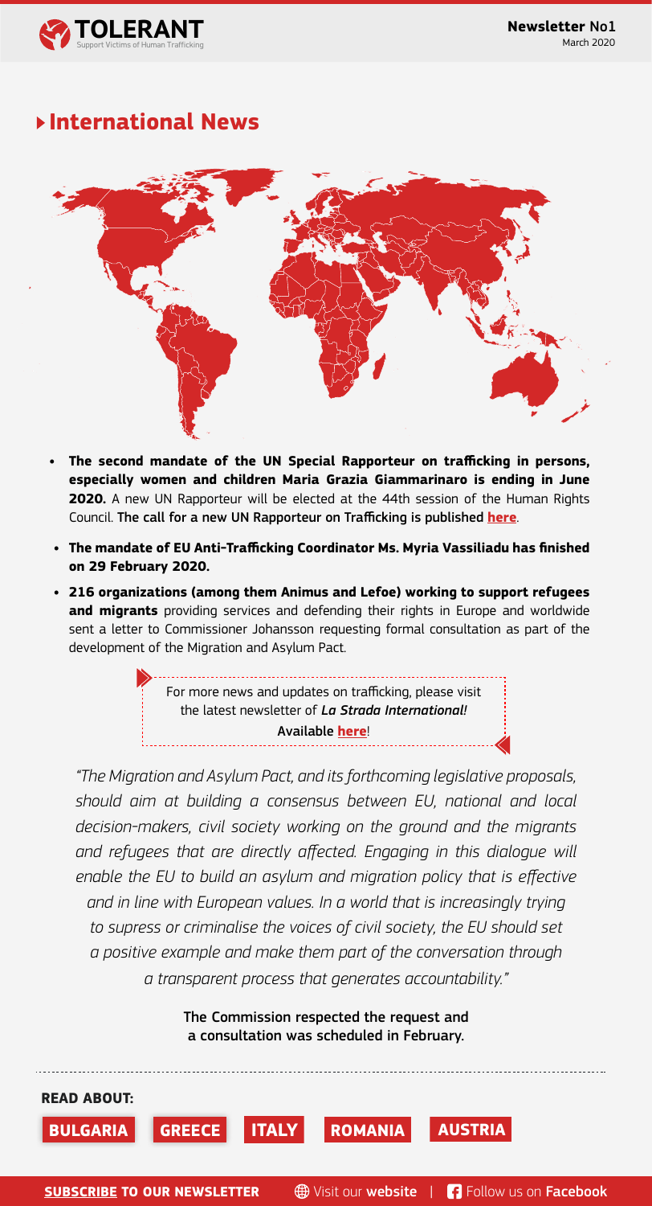## International News

- **The second mandate of the UN Special Rapporteur on trafficking in persons, especially women and children Maria Grazia Giammarinaro is ending in June 2020.** A new UN Rapporteur will be elected at the 44th session of the Human Rights Council. The call for a new UN Rapporteur on Trafficking is published **here**.
- **The mandate of EU Anti-Trafficking Coordinator Ms. Myria Vassiliadu has finished on 29 February 2020.**
- **216 organizations (among them Animus and Lefoe) working to support refugees and migrants** providing services and defending their rights in Europe and worldwide sent a letter to Commissioner Johansson requesting formal consultation as part of the development of the Migration and Asylum Pact.

For more news and updates on trafficking, please visit the latest newsletter of *La Strada International!* Available **here**!

*"The Migration and Asylum Pact, and its forthcoming legislative proposals, should aim at building a consensus between EU, national and local decision-makers, civil society working on the ground and the migrants and refugees that are directly affected. Engaging in this dialogue will enable the EU to build an asylum and migration policy that is effective and in line with European values. In a world that is increasingly trying to supress or criminalise the voices of civil society, the EU should set a positive example and make them part of the conversation through a transparent process that generates accountability."*

The Commission respected the request and a consultation was scheduled in February.

**READ ABOUT:**

**BULGARIA** **GREECE** **ITALY** **ROMANIA** **AUSTRIA**

**SUBSCRIBE TO OUR NEWSLETTER** | Visit our **website** | Follow us on **Facebook**